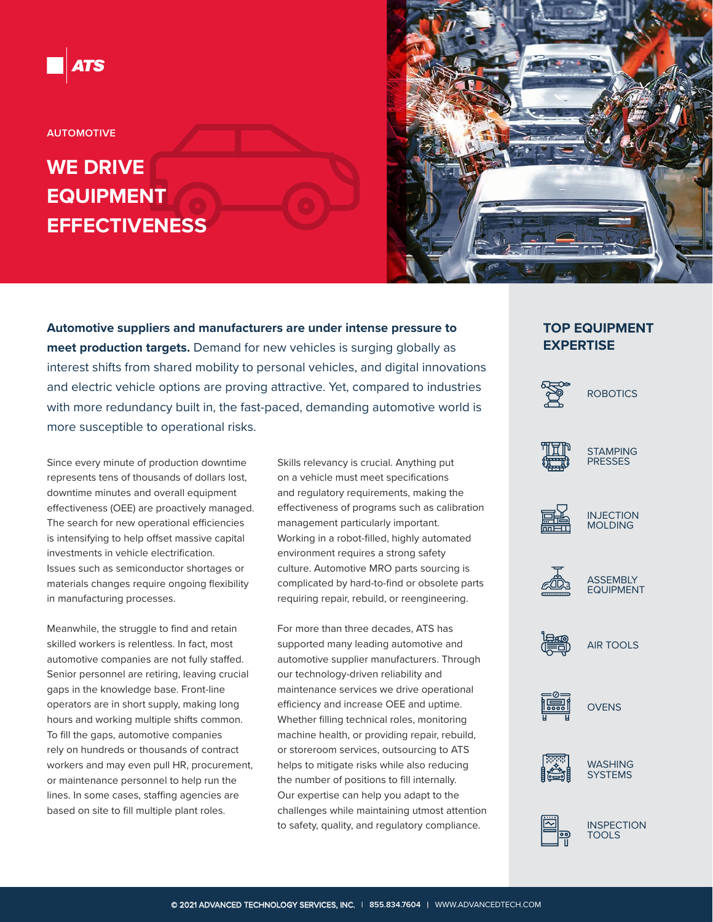ATS

AUTOMOTIVE

# WE DRIVE EQUIPMENT EFFECTIVENESS

**Automotive suppliers and manufacturers are under intense pressure to meet production targets.** Demand for new vehicles is surging globally as interest shifts from shared mobility to personal vehicles, and digital innovations and electric vehicle options are proving attractive. Yet, compared to industries with more redundancy built in, the fast-paced, demanding automotive world is more susceptible to operational risks.

Since every minute of production downtime represents tens of thousands of dollars lost, downtime minutes and overall equipment effectiveness (OEE) are proactively managed. The search for new operational efficiencies is intensifying to help offset massive capital investments in vehicle electrification. Issues such as semiconductor shortages or materials changes require ongoing flexibility in manufacturing processes.

Meanwhile, the struggle to find and retain skilled workers is relentless. In fact, most automotive companies are not fully staffed. Senior personnel are retiring, leaving crucial gaps in the knowledge base. Front-line operators are in short supply, making long hours and working multiple shifts common. To fill the gaps, automotive companies rely on hundreds or thousands of contract workers and may even pull HR, procurement, or maintenance personnel to help run the lines. In some cases, staffing agencies are based on site to fill multiple plant roles.

Skills relevancy is crucial. Anything put on a vehicle must meet specifications and regulatory requirements, making the effectiveness of programs such as calibration management particularly important. Working in a robot-filled, highly automated environment requires a strong safety culture. Automotive MRO parts sourcing is complicated by hard-to-find or obsolete parts requiring repair, rebuild, or reengineering.

For more than three decades, ATS has supported many leading automotive and automotive supplier manufacturers. Through our technology-driven reliability and maintenance services we drive operational efficiency and increase OEE and uptime. Whether filling technical roles, monitoring machine health, or providing repair, rebuild, or storeroom services, outsourcing to ATS helps to mitigate risks while also reducing the number of positions to fill internally. Our expertise can help you adapt to the challenges while maintaining utmost attention to safety, quality, and regulatory compliance.

## TOP EQUIPMENT EXPERTISE

- ROBOTICS
- STAMPING PRESSES
- INJECTION MOLDING
- ASSEMBLY EQUIPMENT
- AIR TOOLS
- OVENS
- WASHING SYSTEMS
- INSPECTION TOOLS

© 2021 ADVANCED TECHNOLOGY SERVICES, INC. | 855.834.7604 | WWW.ADVANCEDTECH.COM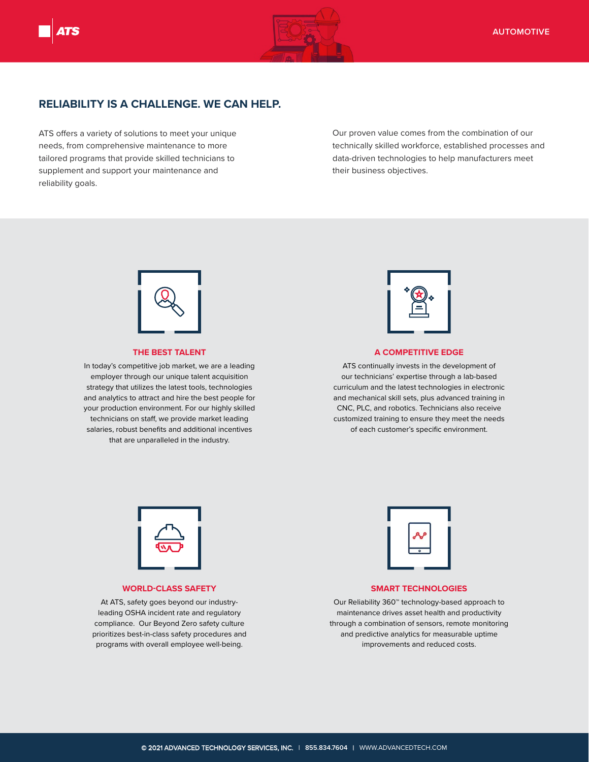ATS

AUTOMOTIVE

## RELIABILITY IS A CHALLENGE. WE CAN HELP.

ATS offers a variety of solutions to meet your unique needs, from comprehensive maintenance to more tailored programs that provide skilled technicians to supplement and support your maintenance and reliability goals.

Our proven value comes from the combination of our technically skilled workforce, established processes and data-driven technologies to help manufacturers meet their business objectives.

### THE BEST TALENT

In today's competitive job market, we are a leading employer through our unique talent acquisition strategy that utilizes the latest tools, technologies and analytics to attract and hire the best people for your production environment. For our highly skilled technicians on staff, we provide market leading salaries, robust benefits and additional incentives that are unparalleled in the industry.

### A COMPETITIVE EDGE

ATS continually invests in the development of our technicians' expertise through a lab-based curriculum and the latest technologies in electronic and mechanical skill sets, plus advanced training in CNC, PLC, and robotics. Technicians also receive customized training to ensure they meet the needs of each customer's specific environment.

### WORLD-CLASS SAFETY

At ATS, safety goes beyond our industry-leading OSHA incident rate and regulatory compliance. Our Beyond Zero safety culture prioritizes best-in-class safety procedures and programs with overall employee well-being.

### SMART TECHNOLOGIES

Our Reliability 360™ technology-based approach to maintenance drives asset health and productivity through a combination of sensors, remote monitoring and predictive analytics for measurable uptime improvements and reduced costs.

© 2021 ADVANCED TECHNOLOGY SERVICES, INC. | 855.834.7604 | WWW.ADVANCEDTECH.COM